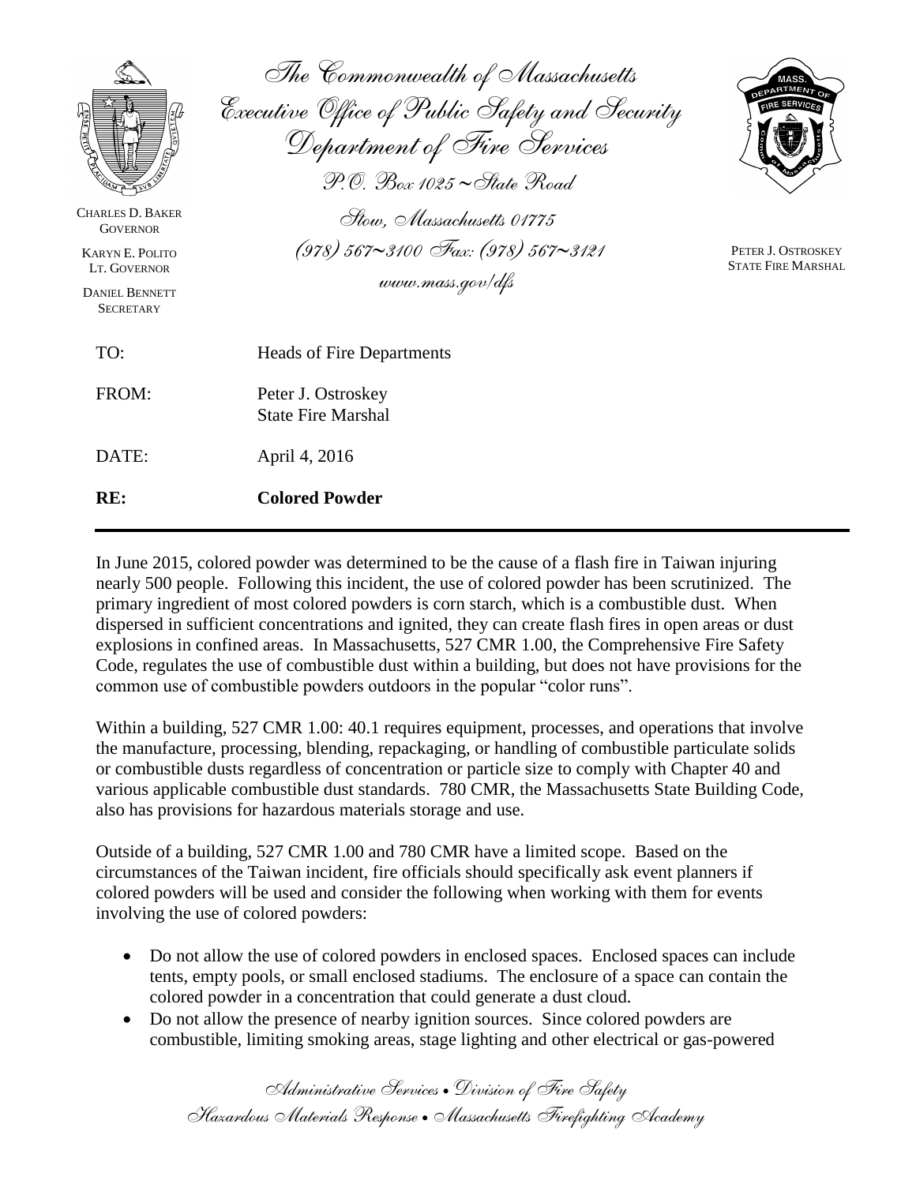The Commonwealth of Massachusetts
Executive Office of Public Safety and Security
Department of Fire Services
P.O. Box 1025 ~ State Road
Stow, Massachusetts 01775
(978) 567~3100 Fax: (978) 567~3121
www.mass.gov/dfs

CHARLES D. BAKER
GOVERNOR

KARYN E. POLITO
LT. GOVERNOR

DANIEL BENNETT
SECRETARY

PETER J. OSTROSKEY
STATE FIRE MARSHAL

TO: Heads of Fire Departments

FROM: Peter J. Ostroskey
State Fire Marshal

DATE: April 4, 2016

**RE: Colored Powder**

---

In June 2015, colored powder was determined to be the cause of a flash fire in Taiwan injuring nearly 500 people. Following this incident, the use of colored powder has been scrutinized. The primary ingredient of most colored powders is corn starch, which is a combustible dust. When dispersed in sufficient concentrations and ignited, they can create flash fires in open areas or dust explosions in confined areas. In Massachusetts, 527 CMR 1.00, the Comprehensive Fire Safety Code, regulates the use of combustible dust within a building, but does not have provisions for the common use of combustible powders outdoors in the popular "color runs".

Within a building, 527 CMR 1.00: 40.1 requires equipment, processes, and operations that involve the manufacture, processing, blending, repackaging, or handling of combustible particulate solids or combustible dusts regardless of concentration or particle size to comply with Chapter 40 and various applicable combustible dust standards. 780 CMR, the Massachusetts State Building Code, also has provisions for hazardous materials storage and use.

Outside of a building, 527 CMR 1.00 and 780 CMR have a limited scope. Based on the circumstances of the Taiwan incident, fire officials should specifically ask event planners if colored powders will be used and consider the following when working with them for events involving the use of colored powders:

- Do not allow the use of colored powders in enclosed spaces. Enclosed spaces can include tents, empty pools, or small enclosed stadiums. The enclosure of a space can contain the colored powder in a concentration that could generate a dust cloud.
- Do not allow the presence of nearby ignition sources. Since colored powders are combustible, limiting smoking areas, stage lighting and other electrical or gas-powered

Administrative Services • Division of Fire Safety
Hazardous Materials Response • Massachusetts Firefighting Academy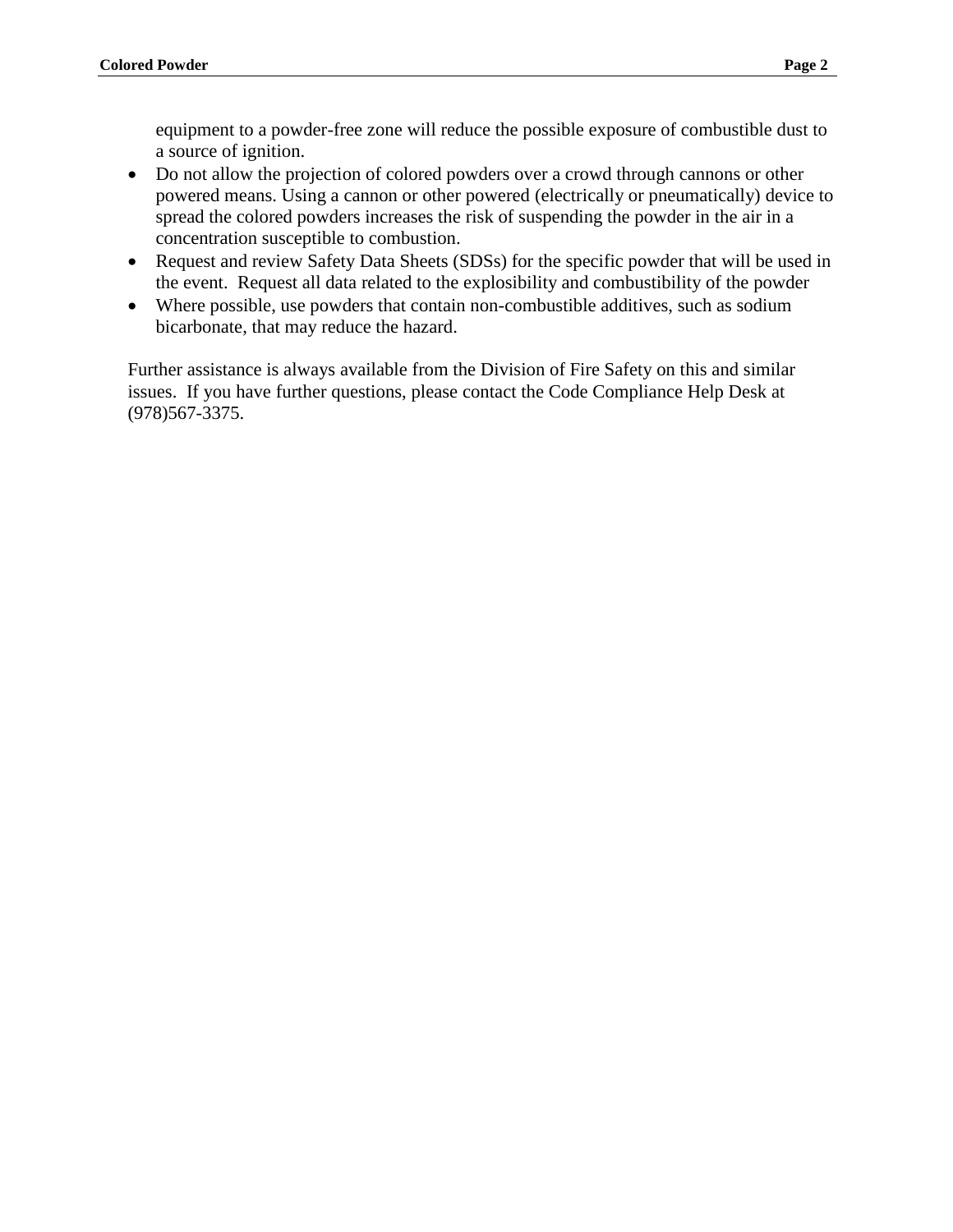equipment to a powder-free zone will reduce the possible exposure of combustible dust to a source of ignition.

- Do not allow the projection of colored powders over a crowd through cannons or other powered means. Using a cannon or other powered (electrically or pneumatically) device to spread the colored powders increases the risk of suspending the powder in the air in a concentration susceptible to combustion.
- Request and review Safety Data Sheets (SDSs) for the specific powder that will be used in the event. Request all data related to the explosibility and combustibility of the powder
- Where possible, use powders that contain non-combustible additives, such as sodium bicarbonate, that may reduce the hazard.

Further assistance is always available from the Division of Fire Safety on this and similar issues. If you have further questions, please contact the Code Compliance Help Desk at (978)567-3375.